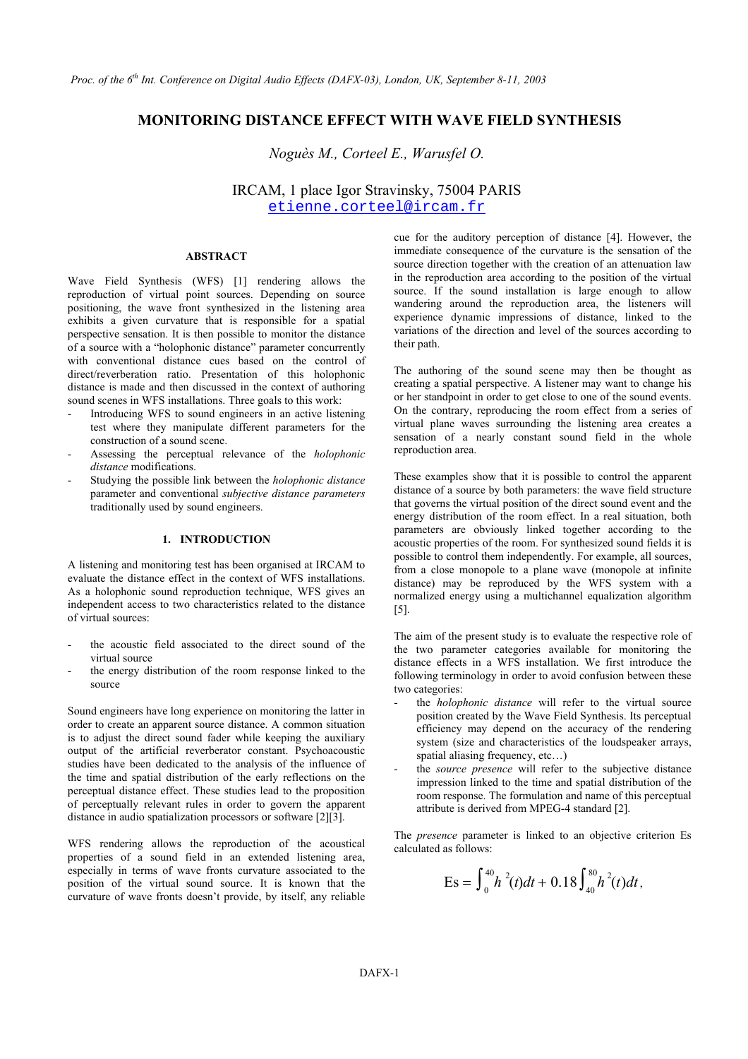# MONITORING DISTANCE EFFECT WITH WAVE FIELD SYNTHESIS

*Noguès M., Corteel E., Warusfel O.*

IRCAM, 1 place Igor Stravinsky, 75004 PARIS
etienne.corteel@ircam.fr

## ABSTRACT

Wave Field Synthesis (WFS) [1] rendering allows the reproduction of virtual point sources. Depending on source positioning, the wave front synthesized in the listening area exhibits a given curvature that is responsible for a spatial perspective sensation. It is then possible to monitor the distance of a source with a "holophonic distance" parameter concurrently with conventional distance cues based on the control of direct/reverberation ratio. Presentation of this holophonic distance is made and then discussed in the context of authoring sound scenes in WFS installations. Three goals to this work:

- Introducing WFS to sound engineers in an active listening test where they manipulate different parameters for the construction of a sound scene.
- Assessing the perceptual relevance of the *holophonic distance* modifications.
- Studying the possible link between the *holophonic distance* parameter and conventional *subjective distance parameters* traditionally used by sound engineers.

## 1. INTRODUCTION

A listening and monitoring test has been organised at IRCAM to evaluate the distance effect in the context of WFS installations. As a holophonic sound reproduction technique, WFS gives an independent access to two characteristics related to the distance of virtual sources:

- the acoustic field associated to the direct sound of the virtual source
- the energy distribution of the room response linked to the source

Sound engineers have long experience on monitoring the latter in order to create an apparent source distance. A common situation is to adjust the direct sound fader while keeping the auxiliary output of the artificial reverberator constant. Psychoacoustic studies have been dedicated to the analysis of the influence of the time and spatial distribution of the early reflections on the perceptual distance effect. These studies lead to the proposition of perceptually relevant rules in order to govern the apparent distance in audio spatialization processors or software [2][3].

WFS rendering allows the reproduction of the acoustical properties of a sound field in an extended listening area, especially in terms of wave fronts curvature associated to the position of the virtual sound source. It is known that the curvature of wave fronts doesn't provide, by itself, any reliable cue for the auditory perception of distance [4]. However, the immediate consequence of the curvature is the sensation of the source direction together with the creation of an attenuation law in the reproduction area according to the position of the virtual source. If the sound installation is large enough to allow wandering around the reproduction area, the listeners will experience dynamic impressions of distance, linked to the variations of the direction and level of the sources according to their path.

The authoring of the sound scene may then be thought as creating a spatial perspective. A listener may want to change his or her standpoint in order to get close to one of the sound events. On the contrary, reproducing the room effect from a series of virtual plane waves surrounding the listening area creates a sensation of a nearly constant sound field in the whole reproduction area.

These examples show that it is possible to control the apparent distance of a source by both parameters: the wave field structure that governs the virtual position of the direct sound event and the energy distribution of the room effect. In a real situation, both parameters are obviously linked together according to the acoustic properties of the room. For synthesized sound fields it is possible to control them independently. For example, all sources, from a close monopole to a plane wave (monopole at infinite distance) may be reproduced by the WFS system with a normalized energy using a multichannel equalization algorithm [5].

The aim of the present study is to evaluate the respective role of the two parameter categories available for monitoring the distance effects in a WFS installation. We first introduce the following terminology in order to avoid confusion between these two categories:

- the *holophonic distance* will refer to the virtual source position created by the Wave Field Synthesis. Its perceptual efficiency may depend on the accuracy of the rendering system (size and characteristics of the loudspeaker arrays, spatial aliasing frequency, etc…)
- the *source presence* will refer to the subjective distance impression linked to the time and spatial distribution of the room response. The formulation and name of this perceptual attribute is derived from MPEG-4 standard [2].

The *presence* parameter is linked to an objective criterion Es calculated as follows:

$$\text{Es} = \int_{0}^{40} h^{2}(t)dt + 0.18\int_{40}^{80} h^{2}(t)dt,$$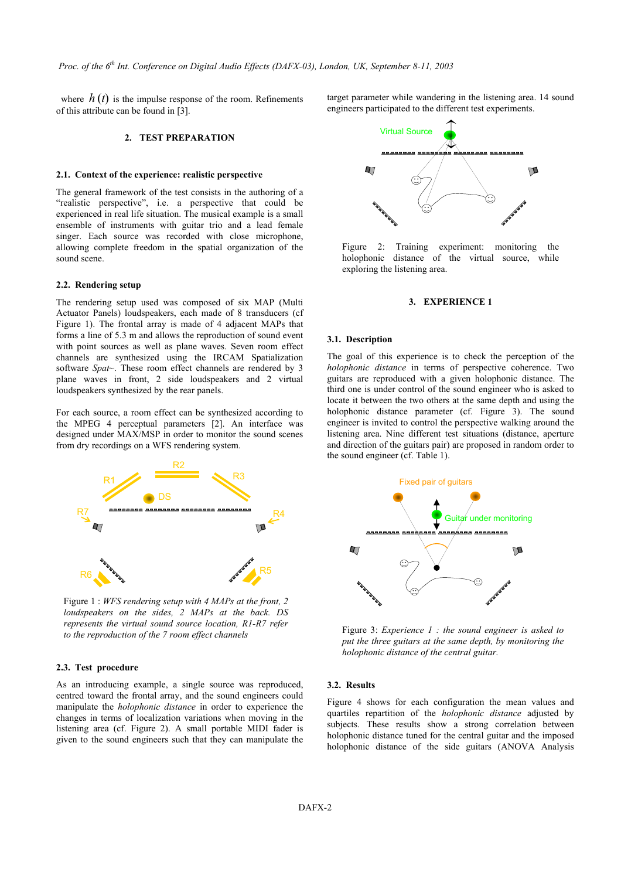where $h(t)$ is the impulse response of the room. Refinements of this attribute can be found in [3].

## 2. TEST PREPARATION

### 2.1. Context of the experience: realistic perspective

The general framework of the test consists in the authoring of a "realistic perspective", i.e. a perspective that could be experienced in real life situation. The musical example is a small ensemble of instruments with guitar trio and a lead female singer. Each source was recorded with close microphone, allowing complete freedom in the spatial organization of the sound scene.

### 2.2. Rendering setup

The rendering setup used was composed of six MAP (Multi Actuator Panels) loudspeakers, each made of 8 transducers (cf Figure 1). The frontal array is made of 4 adjacent MAPs that forms a line of 5.3 m and allows the reproduction of sound event with point sources as well as plane waves. Seven room effect channels are synthesized using the IRCAM Spatialization software *Spat~*. These room effect channels are rendered by 3 plane waves in front, 2 side loudspeakers and 2 virtual loudspeakers synthesized by the rear panels.

For each source, a room effect can be synthesized according to the MPEG 4 perceptual parameters [2]. An interface was designed under MAX/MSP in order to monitor the sound scenes from dry recordings on a WFS rendering system.

Figure 1 : *WFS rendering setup with 4 MAPs at the front, 2 loudspeakers on the sides, 2 MAPs at the back. DS represents the virtual sound source location, R1-R7 refer to the reproduction of the 7 room effect channels*

### 2.3. Test procedure

As an introducing example, a single source was reproduced, centred toward the frontal array, and the sound engineers could manipulate the *holophonic distance* in order to experience the changes in terms of localization variations when moving in the listening area (cf. Figure 2). A small portable MIDI fader is given to the sound engineers such that they can manipulate the target parameter while wandering in the listening area. 14 sound engineers participated to the different test experiments.

Figure 2: Training experiment: monitoring the holophonic distance of the virtual source, while exploring the listening area.

## 3. EXPERIENCE 1

### 3.1. Description

The goal of this experience is to check the perception of the *holophonic distance* in terms of perspective coherence. Two guitars are reproduced with a given holophonic distance. The third one is under control of the sound engineer who is asked to locate it between the two others at the same depth and using the holophonic distance parameter (cf. Figure 3). The sound engineer is invited to control the perspective walking around the listening area. Nine different test situations (distance, aperture and direction of the guitars pair) are proposed in random order to the sound engineer (cf. Table 1).

Figure 3: *Experience 1 : the sound engineer is asked to put the three guitars at the same depth, by monitoring the holophonic distance of the central guitar.*

### 3.2. Results

Figure 4 shows for each configuration the mean values and quartiles repartition of the *holophonic distance* adjusted by subjects. These results show a strong correlation between holophonic distance tuned for the central guitar and the imposed holophonic distance of the side guitars (ANOVA Analysis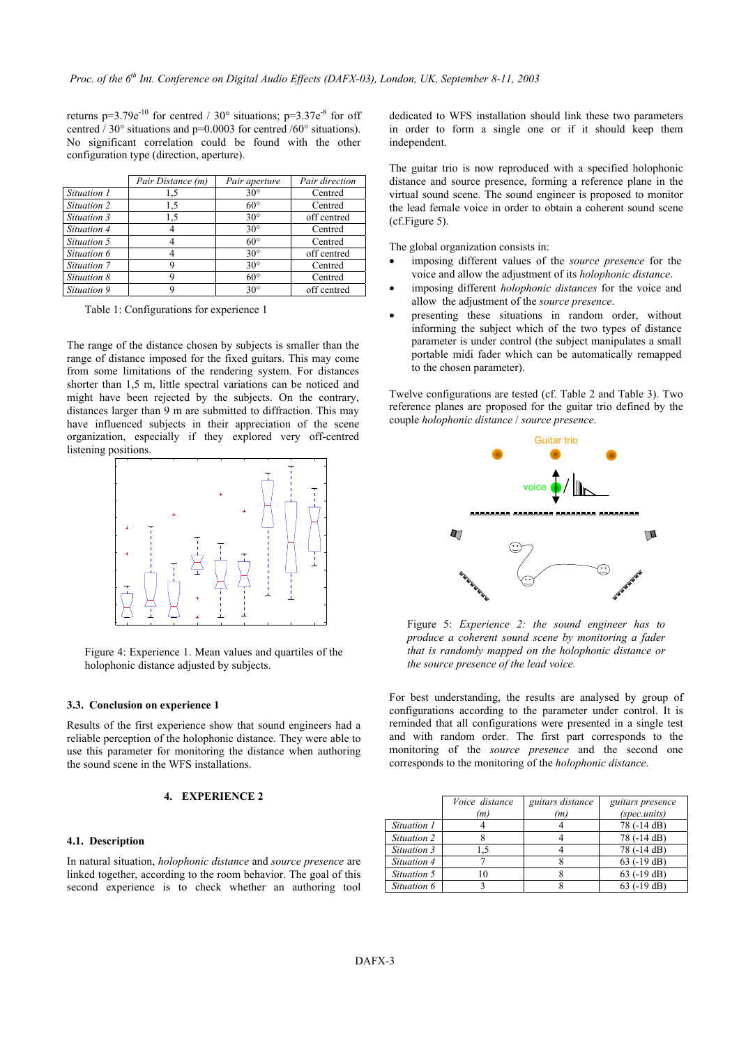returns $p=3.79e^{-10}$ for centred / 30° situations; $p=3.37e^{-8}$ for off centred / 30° situations and p=0.0003 for centred /60° situations). No significant correlation could be found with the other configuration type (direction, aperture).

| | *Pair Distance (m)* | *Pair aperture* | *Pair direction* |
|---|---|---|---|
| *Situation 1* | 1,5 | 30° | Centred |
| *Situation 2* | 1,5 | 60° | Centred |
| *Situation 3* | 1,5 | 30° | off centred |
| *Situation 4* | 4 | 30° | Centred |
| *Situation 5* | 4 | 60° | Centred |
| *Situation 6* | 4 | 30° | off centred |
| *Situation 7* | 9 | 30° | Centred |
| *Situation 8* | 9 | 60° | Centred |
| *Situation 9* | 9 | 30° | off centred |

Table 1: Configurations for experience 1

The range of the distance chosen by subjects is smaller than the range of distance imposed for the fixed guitars. This may come from some limitations of the rendering system. For distances shorter than 1,5 m, little spectral variations can be noticed and might have been rejected by the subjects. On the contrary, distances larger than 9 m are submitted to diffraction. This may have influenced subjects in their appreciation of the scene organization, especially if they explored very off-centred listening positions.

Figure 4: Experience 1. Mean values and quartiles of the holophonic distance adjusted by subjects.

### 3.3. Conclusion on experience 1

Results of the first experience show that sound engineers had a reliable perception of the holophonic distance. They were able to use this parameter for monitoring the distance when authoring the sound scene in the WFS installations.

## 4. EXPERIENCE 2

### 4.1. Description

In natural situation, *holophonic distance* and *source presence* are linked together, according to the room behavior. The goal of this second experience is to check whether an authoring tool dedicated to WFS installation should link these two parameters in order to form a single one or if it should keep them independent.

The guitar trio is now reproduced with a specified holophonic distance and source presence, forming a reference plane in the virtual sound scene. The sound engineer is proposed to monitor the lead female voice in order to obtain a coherent sound scene (cf.Figure 5).

The global organization consists in:

- imposing different values of the *source presence* for the voice and allow the adjustment of its *holophonic distance*.
- imposing different *holophonic distances* for the voice and allow the adjustment of the *source presence*.
- presenting these situations in random order, without informing the subject which of the two types of distance parameter is under control (the subject manipulates a small portable midi fader which can be automatically remapped to the chosen parameter).

Twelve configurations are tested (cf. Table 2 and Table 3). Two reference planes are proposed for the guitar trio defined by the couple *holophonic distance* / *source presence*.

Figure 5: *Experience 2: the sound engineer has to produce a coherent sound scene by monitoring a fader that is randomly mapped on the holophonic distance or the source presence of the lead voice.*

For best understanding, the results are analysed by group of configurations according to the parameter under control. It is reminded that all configurations were presented in a single test and with random order. The first part corresponds to the monitoring of the *source presence* and the second one corresponds to the monitoring of the *holophonic distance*.

| | *Voice distance (m)* | *guitars distance (m)* | *guitars presence (spec.units)* |
|---|---|---|---|
| *Situation 1* | 4 | 4 | 78 (-14 dB) |
| *Situation 2* | 8 | 4 | 78 (-14 dB) |
| *Situation 3* | 1,5 | 4 | 78 (-14 dB) |
| *Situation 4* | 7 | 8 | 63 (-19 dB) |
| *Situation 5* | 10 | 8 | 63 (-19 dB) |
| *Situation 6* | 3 | 8 | 63 (-19 dB) |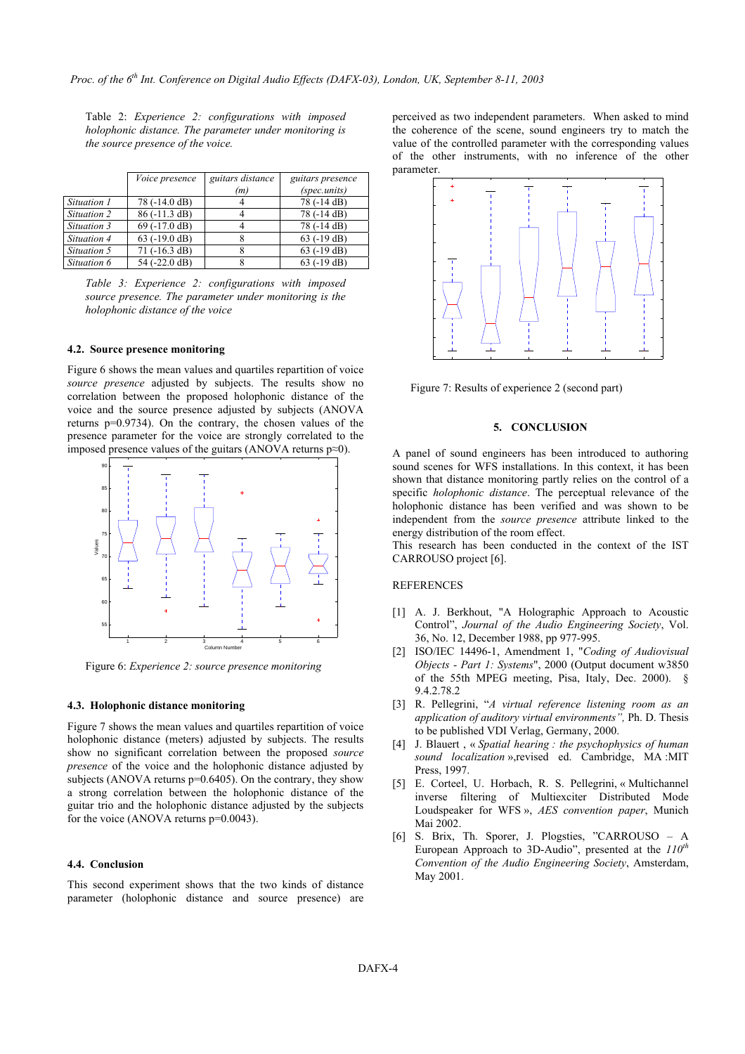Table 2: *Experience 2: configurations with imposed holophonic distance. The parameter under monitoring is the source presence of the voice.*

| | *Voice presence* | *guitars distance (m)* | *guitars presence (spec.units)* |
|---|---|---|---|
| *Situation 1* | 78 (-14.0 dB) | 4 | 78 (-14 dB) |
| *Situation 2* | 86 (-11.3 dB) | 4 | 78 (-14 dB) |
| *Situation 3* | 69 (-17.0 dB) | 4 | 78 (-14 dB) |
| *Situation 4* | 63 (-19.0 dB) | 8 | 63 (-19 dB) |
| *Situation 5* | 71 (-16.3 dB) | 8 | 63 (-19 dB) |
| *Situation 6* | 54 (-22.0 dB) | 8 | 63 (-19 dB) |

*Table 3: Experience 2: configurations with imposed source presence. The parameter under monitoring is the holophonic distance of the voice*

### 4.2. Source presence monitoring

Figure 6 shows the mean values and quartiles repartition of voice *source presence* adjusted by subjects. The results show no correlation between the proposed holophonic distance of the voice and the source presence adjusted by subjects (ANOVA returns $p=0.9734$). On the contrary, the chosen values of the presence parameter for the voice are strongly correlated to the imposed presence values of the guitars (ANOVA returns $p\approx 0$).

90
85
80
75
70
65
60
55
Values
1
2
3
4
5
6
Column Number

Figure 6: *Experience 2: source presence monitoring*

### 4.3. Holophonic distance monitoring

Figure 7 shows the mean values and quartiles repartition of voice holophonic distance (meters) adjusted by subjects. The results show no significant correlation between the proposed *source presence* of the voice and the holophonic distance adjusted by subjects (ANOVA returns $p=0.6405$). On the contrary, they show a strong correlation between the holophonic distance of the guitar trio and the holophonic distance adjusted by the subjects for the voice (ANOVA returns $p=0.0043$).

### 4.4. Conclusion

This second experiment shows that the two kinds of distance parameter (holophonic distance and source presence) are perceived as two independent parameters. When asked to mind the coherence of the scene, sound engineers try to match the value of the controlled parameter with the corresponding values of the other instruments, with no inference of the other parameter.

Figure 7: Results of experience 2 (second part)

## 5. CONCLUSION

A panel of sound engineers has been introduced to authoring sound scenes for WFS installations. In this context, it has been shown that distance monitoring partly relies on the control of a specific *holophonic distance*. The perceptual relevance of the holophonic distance has been verified and was shown to be independent from the *source presence* attribute linked to the energy distribution of the room effect.

This research has been conducted in the context of the IST CARROUSO project [6].

REFERENCES

[1] A. J. Berkhout, "A Holographic Approach to Acoustic Control", *Journal of the Audio Engineering Society*, Vol. 36, No. 12, December 1988, pp 977-995.

[2] ISO/IEC 14496-1, Amendment 1, "*Coding of Audiovisual Objects - Part 1: Systems*", 2000 (Output document w3850 of the 55th MPEG meeting, Pisa, Italy, Dec. 2000). § 9.4.2.78.2

[3] R. Pellegrini, "*A virtual reference listening room as an application of auditory virtual environments",* Ph. D. Thesis to be published VDI Verlag, Germany, 2000.

[4] J. Blauert , « *Spatial hearing : the psychophysics of human sound localization* »,revised ed. Cambridge, MA :MIT Press, 1997.

[5] E. Corteel, U. Horbach, R. S. Pellegrini, « Multichannel inverse filtering of Multiexciter Distributed Mode Loudspeaker for WFS », *AES convention paper*, Munich Mai 2002.

[6] S. Brix, Th. Sporer, J. Plogsties, "CARROUSO – A European Approach to 3D-Audio", presented at the *110th Convention of the Audio Engineering Society*, Amsterdam, May 2001.